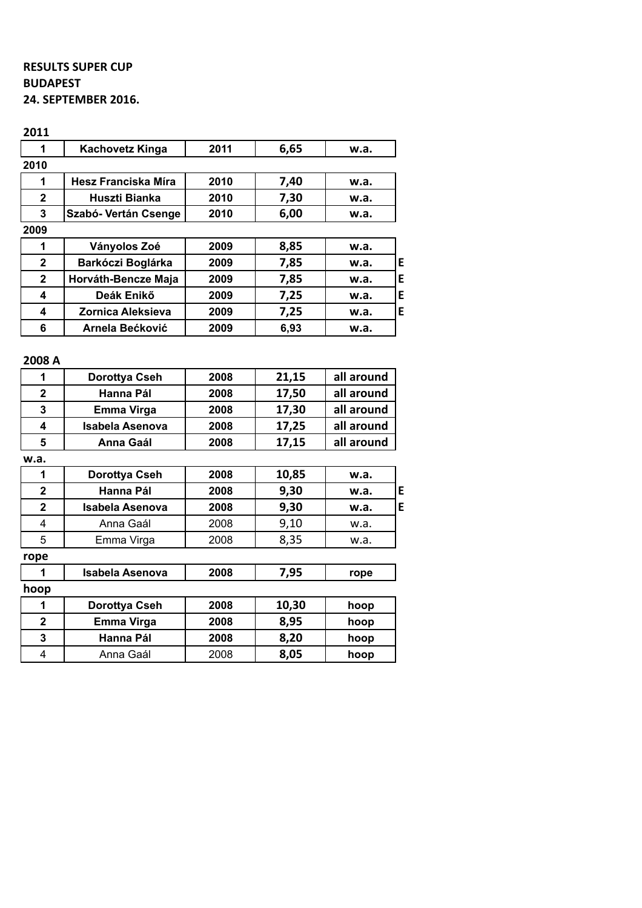**RESULTS SUPER CUP**
**BUDAPEST**
**24. SEPTEMBER 2016.**

**2011**

| | | | | |
|---|---|---|---|---|
| 1 | Kachovetz Kinga | 2011 | 6,65 | w.a. |

**2010**

| | | | | |
|---|---|---|---|---|
| 1 | Hesz Franciska Míra | 2010 | 7,40 | w.a. |
| 2 | Huszti Bianka | 2010 | 7,30 | w.a. |
| 3 | Szabó- Vertán Csenge | 2010 | 6,00 | w.a. |

**2009**

| | | | | | |
|---|---|---|---|---|---|
| 1 | Ványolos Zoé | 2009 | 8,85 | w.a. | |
| 2 | Barkóczi Boglárka | 2009 | 7,85 | w.a. | E |
| 2 | Horváth-Bencze Maja | 2009 | 7,85 | w.a. | E |
| 4 | Deák Enikő | 2009 | 7,25 | w.a. | E |
| 4 | Zornica Aleksieva | 2009 | 7,25 | w.a. | E |
| 6 | Arnela Bećković | 2009 | 6,93 | w.a. | |

**2008 A**

| | | | | |
|---|---|---|---|---|
| 1 | Dorottya Cseh | 2008 | 21,15 | all around |
| 2 | Hanna Pál | 2008 | 17,50 | all around |
| 3 | Emma Virga | 2008 | 17,30 | all around |
| 4 | Isabela Asenova | 2008 | 17,25 | all around |
| 5 | Anna Gaál | 2008 | 17,15 | all around |

**w.a.**

| | | | | | |
|---|---|---|---|---|---|
| 1 | Dorottya Cseh | 2008 | 10,85 | w.a. | |
| 2 | Hanna Pál | 2008 | 9,30 | w.a. | E |
| 2 | Isabela Asenova | 2008 | 9,30 | w.a. | E |
| 4 | Anna Gaál | 2008 | 9,10 | w.a. | |
| 5 | Emma Virga | 2008 | 8,35 | w.a. | |

**rope**

| | | | | |
|---|---|---|---|---|
| 1 | Isabela Asenova | 2008 | 7,95 | rope |

**hoop**

| | | | | |
|---|---|---|---|---|
| 1 | Dorottya Cseh | 2008 | 10,30 | hoop |
| 2 | Emma Virga | 2008 | 8,95 | hoop |
| 3 | Hanna Pál | 2008 | 8,20 | hoop |
| 4 | Anna Gaál | 2008 | 8,05 | hoop |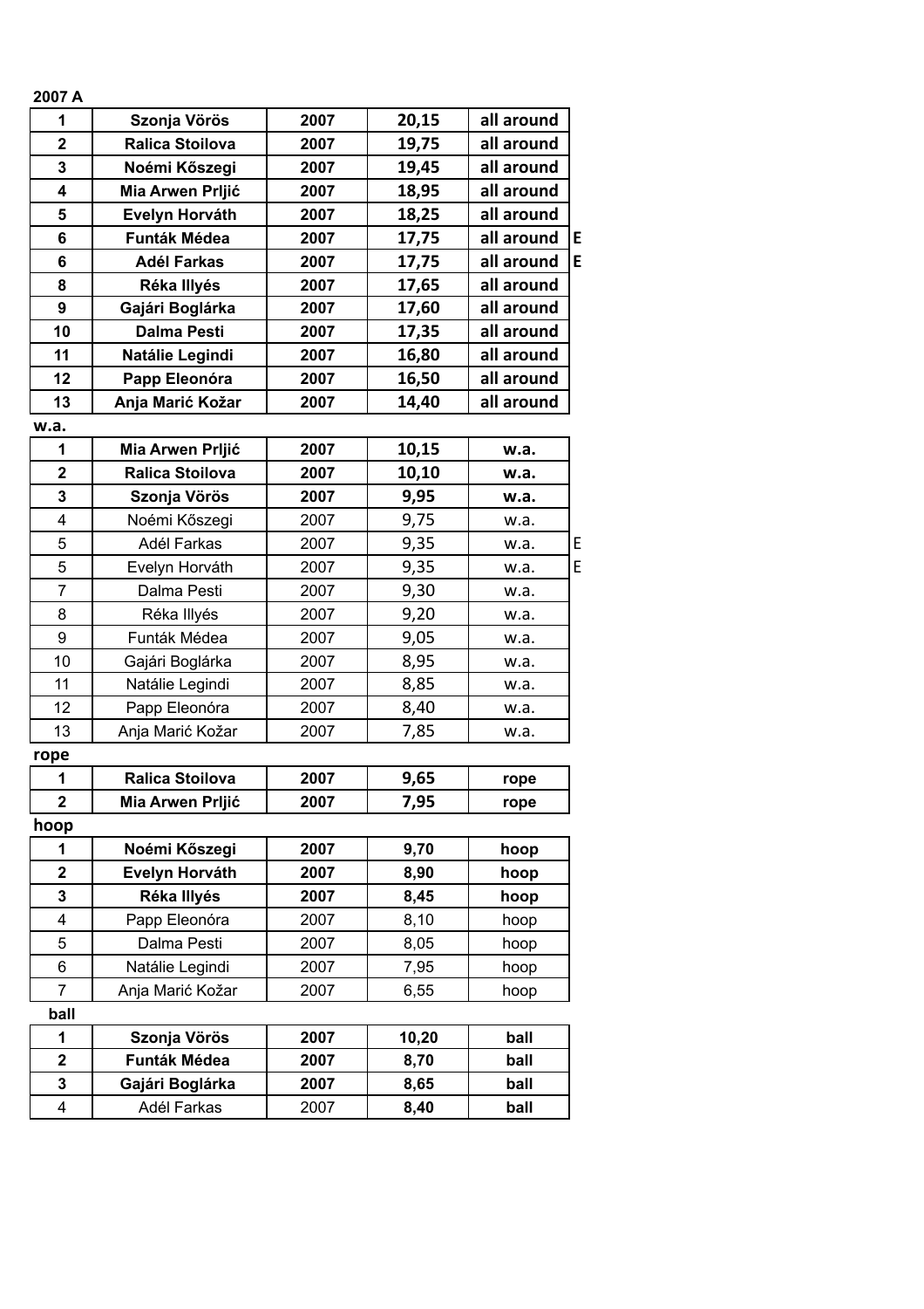**2007 A**

| | | | | | |
|---|---|---|---|---|---|
| **1** | **Szonja Vörös** | **2007** | **20,15** | **all around** | |
| **2** | **Ralica Stoilova** | **2007** | **19,75** | **all around** | |
| **3** | **Noémi Kőszegi** | **2007** | **19,45** | **all around** | |
| **4** | **Mia Arwen Prljić** | **2007** | **18,95** | **all around** | |
| **5** | **Evelyn Horváth** | **2007** | **18,25** | **all around** | |
| **6** | **Funták Médea** | **2007** | **17,75** | **all around** | **E** |
| **6** | **Adél Farkas** | **2007** | **17,75** | **all around** | **E** |
| **8** | **Réka Illyés** | **2007** | **17,65** | **all around** | |
| **9** | **Gajári Boglárka** | **2007** | **17,60** | **all around** | |
| **10** | **Dalma Pesti** | **2007** | **17,35** | **all around** | |
| **11** | **Natálie Legindi** | **2007** | **16,80** | **all around** | |
| **12** | **Papp Eleonóra** | **2007** | **16,50** | **all around** | |
| **13** | **Anja Marić Kožar** | **2007** | **14,40** | **all around** | |

**w.a.**

| | | | | | |
|---|---|---|---|---|---|
| **1** | **Mia Arwen Prljić** | **2007** | **10,15** | **w.a.** | |
| **2** | **Ralica Stoilova** | **2007** | **10,10** | **w.a.** | |
| **3** | **Szonja Vörös** | **2007** | **9,95** | **w.a.** | |
| 4 | Noémi Kőszegi | 2007 | 9,75 | w.a. | |
| 5 | Adél Farkas | 2007 | 9,35 | w.a. | E |
| 5 | Evelyn Horváth | 2007 | 9,35 | w.a. | E |
| 7 | Dalma Pesti | 2007 | 9,30 | w.a. | |
| 8 | Réka Illyés | 2007 | 9,20 | w.a. | |
| 9 | Funták Médea | 2007 | 9,05 | w.a. | |
| 10 | Gajári Boglárka | 2007 | 8,95 | w.a. | |
| 11 | Natálie Legindi | 2007 | 8,85 | w.a. | |
| 12 | Papp Eleonóra | 2007 | 8,40 | w.a. | |
| 13 | Anja Marić Kožar | 2007 | 7,85 | w.a. | |

**rope**

| | | | | |
|---|---|---|---|---|
| **1** | **Ralica Stoilova** | **2007** | **9,65** | **rope** |
| **2** | **Mia Arwen Prljić** | **2007** | **7,95** | **rope** |

**hoop**

| | | | | |
|---|---|---|---|---|
| **1** | **Noémi Kőszegi** | **2007** | **9,70** | **hoop** |
| **2** | **Evelyn Horváth** | **2007** | **8,90** | **hoop** |
| **3** | **Réka Illyés** | **2007** | **8,45** | **hoop** |
| 4 | Papp Eleonóra | 2007 | 8,10 | hoop |
| 5 | Dalma Pesti | 2007 | 8,05 | hoop |
| 6 | Natálie Legindi | 2007 | 7,95 | hoop |
| 7 | Anja Marić Kožar | 2007 | 6,55 | hoop |

**ball**

| | | | | |
|---|---|---|---|---|
| **1** | **Szonja Vörös** | **2007** | **10,20** | **ball** |
| **2** | **Funták Médea** | **2007** | **8,70** | **ball** |
| **3** | **Gajári Boglárka** | **2007** | **8,65** | **ball** |
| 4 | Adél Farkas | 2007 | **8,40** | **ball** |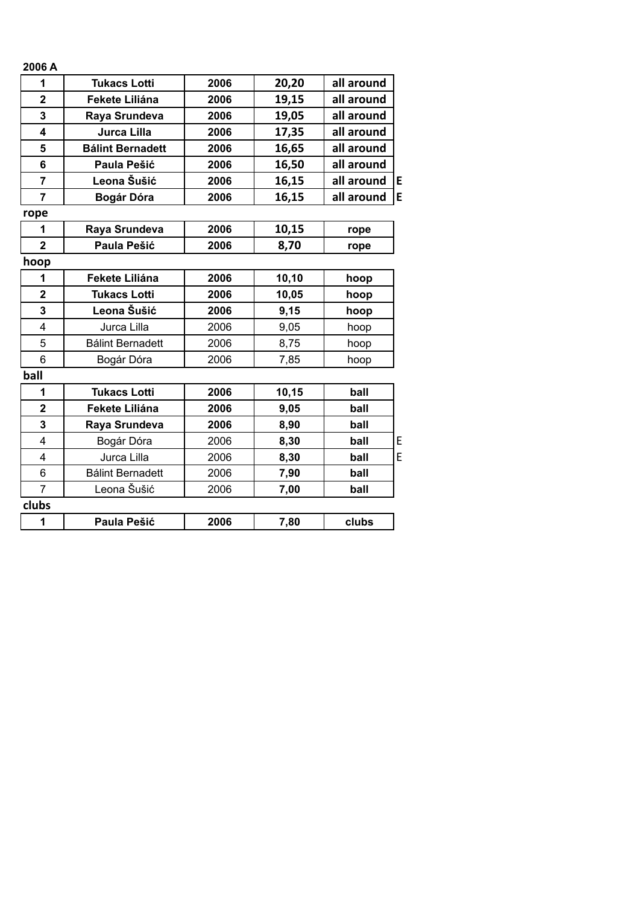**2006 A**

| | | | | | |
|---|---|---|---|---|---|
| **1** | **Tukacs Lotti** | **2006** | **20,20** | **all around** | |
| **2** | **Fekete Liliána** | **2006** | **19,15** | **all around** | |
| **3** | **Raya Srundeva** | **2006** | **19,05** | **all around** | |
| **4** | **Jurca Lilla** | **2006** | **17,35** | **all around** | |
| **5** | **Bálint Bernadett** | **2006** | **16,65** | **all around** | |
| **6** | **Paula Pešić** | **2006** | **16,50** | **all around** | |
| **7** | **Leona Šušić** | **2006** | **16,15** | **all around** | **E** |
| **7** | **Bogár Dóra** | **2006** | **16,15** | **all around** | **E** |

**rope**

| | | | | |
|---|---|---|---|---|
| **1** | **Raya Srundeva** | **2006** | **10,15** | **rope** |
| **2** | **Paula Pešić** | **2006** | **8,70** | **rope** |

**hoop**

| | | | | |
|---|---|---|---|---|
| **1** | **Fekete Liliána** | **2006** | **10,10** | **hoop** |
| **2** | **Tukacs Lotti** | **2006** | **10,05** | **hoop** |
| **3** | **Leona Šušić** | **2006** | **9,15** | **hoop** |
| 4 | Jurca Lilla | 2006 | 9,05 | hoop |
| 5 | Bálint Bernadett | 2006 | 8,75 | hoop |
| 6 | Bogár Dóra | 2006 | 7,85 | hoop |

**ball**

| | | | | | |
|---|---|---|---|---|---|
| **1** | **Tukacs Lotti** | **2006** | **10,15** | **ball** | |
| **2** | **Fekete Liliána** | **2006** | **9,05** | **ball** | |
| **3** | **Raya Srundeva** | **2006** | **8,90** | **ball** | |
| 4 | Bogár Dóra | 2006 | **8,30** | **ball** | E |
| 4 | Jurca Lilla | 2006 | **8,30** | **ball** | E |
| 6 | Bálint Bernadett | 2006 | **7,90** | **ball** | |
| 7 | Leona Šušić | 2006 | **7,00** | **ball** | |

**clubs**

| | | | | |
|---|---|---|---|---|
| **1** | **Paula Pešić** | **2006** | **7,80** | **clubs** |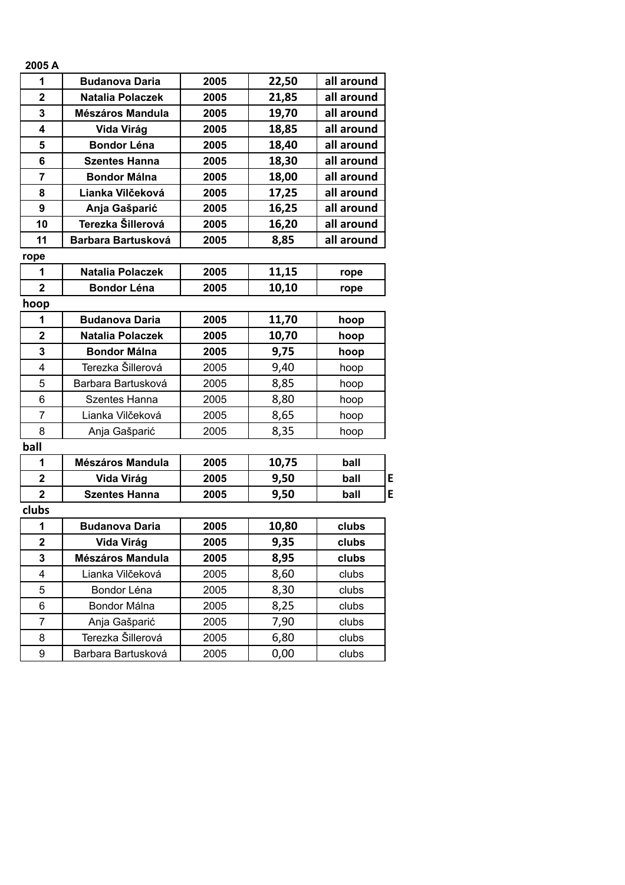**2005 A**

| | | | | |
|---|---|---|---|---|
| **1** | **Budanova Daria** | **2005** | **22,50** | **all around** |
| **2** | **Natalia Polaczek** | **2005** | **21,85** | **all around** |
| **3** | **Mészáros Mandula** | **2005** | **19,70** | **all around** |
| **4** | **Vida Virág** | **2005** | **18,85** | **all around** |
| **5** | **Bondor Léna** | **2005** | **18,40** | **all around** |
| **6** | **Szentes Hanna** | **2005** | **18,30** | **all around** |
| **7** | **Bondor Málna** | **2005** | **18,00** | **all around** |
| **8** | **Lianka Vilčeková** | **2005** | **17,25** | **all around** |
| **9** | **Anja Gašparić** | **2005** | **16,25** | **all around** |
| **10** | **Terezka Šillerová** | **2005** | **16,20** | **all around** |
| **11** | **Barbara Bartusková** | **2005** | **8,85** | **all around** |

**rope**

| | | | | |
|---|---|---|---|---|
| **1** | **Natalia Polaczek** | **2005** | **11,15** | **rope** |
| **2** | **Bondor Léna** | **2005** | **10,10** | **rope** |

**hoop**

| | | | | |
|---|---|---|---|---|
| **1** | **Budanova Daria** | **2005** | **11,70** | **hoop** |
| **2** | **Natalia Polaczek** | **2005** | **10,70** | **hoop** |
| **3** | **Bondor Málna** | **2005** | **9,75** | **hoop** |
| 4 | Terezka Šillerová | 2005 | 9,40 | hoop |
| 5 | Barbara Bartusková | 2005 | 8,85 | hoop |
| 6 | Szentes Hanna | 2005 | 8,80 | hoop |
| 7 | Lianka Vilčeková | 2005 | 8,65 | hoop |
| 8 | Anja Gašparić | 2005 | 8,35 | hoop |

**ball**

| | | | | | |
|---|---|---|---|---|---|
| **1** | **Mészáros Mandula** | **2005** | **10,75** | **ball** | |
| **2** | **Vida Virág** | **2005** | **9,50** | **ball** | **E** |
| **2** | **Szentes Hanna** | **2005** | **9,50** | **ball** | **E** |

**clubs**

| | | | | |
|---|---|---|---|---|
| **1** | **Budanova Daria** | **2005** | **10,80** | **clubs** |
| **2** | **Vida Virág** | **2005** | **9,35** | **clubs** |
| **3** | **Mészáros Mandula** | **2005** | **8,95** | **clubs** |
| 4 | Lianka Vilčeková | 2005 | 8,60 | clubs |
| 5 | Bondor Léna | 2005 | 8,30 | clubs |
| 6 | Bondor Málna | 2005 | 8,25 | clubs |
| 7 | Anja Gašparić | 2005 | 7,90 | clubs |
| 8 | Terezka Šillerová | 2005 | 6,80 | clubs |
| 9 | Barbara Bartusková | 2005 | 0,00 | clubs |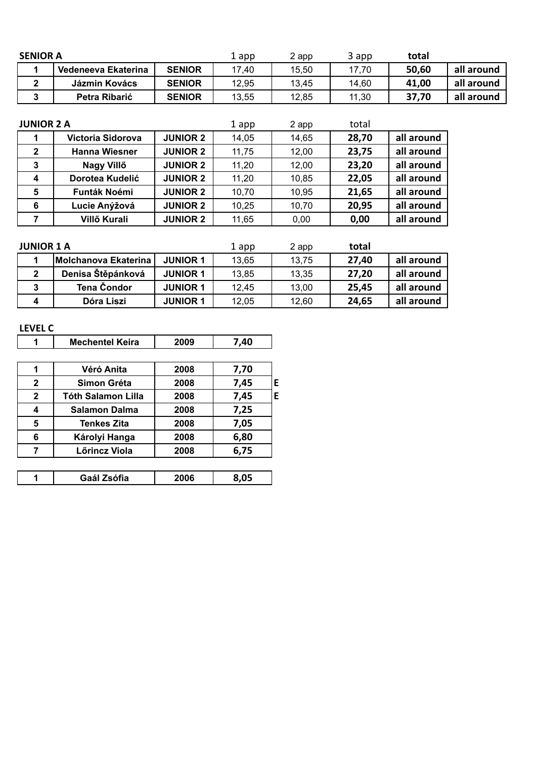**SENIOR A**

| | | | 1 app | 2 app | 3 app | total | |
|---|---|---|---|---|---|---|---|
| 1 | Vedeneeva Ekaterina | SENIOR | 17,40 | 15,50 | 17,70 | **50,60** | all around |
| 2 | Jázmin Kovács | SENIOR | 12,95 | 13,45 | 14,60 | **41,00** | all around |
| 3 | Petra Ribarić | SENIOR | 13,55 | 12,85 | 11,30 | **37,70** | all around |

**JUNIOR 2 A**

| | | | 1 app | 2 app | total | |
|---|---|---|---|---|---|---|
| 1 | Victoria Sidorova | JUNIOR 2 | 14,05 | 14,65 | **28,70** | all around |
| 2 | Hanna Wiesner | JUNIOR 2 | 11,75 | 12,00 | **23,75** | all around |
| 3 | Nagy Villő | JUNIOR 2 | 11,20 | 12,00 | **23,20** | all around |
| 4 | Dorotea Kudelić | JUNIOR 2 | 11,20 | 10,85 | **22,05** | all around |
| 5 | Funták Noémi | JUNIOR 2 | 10,70 | 10,95 | **21,65** | all around |
| 6 | Lucie Anýžová | JUNIOR 2 | 10,25 | 10,70 | **20,95** | all around |
| 7 | Villő Kurali | JUNIOR 2 | 11,65 | 0,00 | **0,00** | all around |

**JUNIOR 1 A**

| | | | 1 app | 2 app | total | |
|---|---|---|---|---|---|---|
| 1 | Molchanova Ekaterina | JUNIOR 1 | 13,65 | 13,75 | **27,40** | all around |
| 2 | Denisa Štěpánková | JUNIOR 1 | 13,85 | 13,35 | **27,20** | all around |
| 3 | Tena Čondor | JUNIOR 1 | 12,45 | 13,00 | **25,45** | all around |
| 4 | Dóra Liszi | JUNIOR 1 | 12,05 | 12,60 | **24,65** | all around |

**LEVEL C**

| | | | |
|---|---|---|---|
| 1 | Mechentel Keira | 2009 | **7,40** |

| | | | | |
|---|---|---|---|---|
| 1 | Véró Anita | 2008 | **7,70** | |
| 2 | Simon Gréta | 2008 | **7,45** | E |
| 2 | Tóth Salamon Lilla | 2008 | **7,45** | E |
| 4 | Salamon Dalma | 2008 | **7,25** | |
| 5 | Tenkes Zita | 2008 | **7,05** | |
| 6 | Károlyi Hanga | 2008 | **6,80** | |
| 7 | Lőrincz Viola | 2008 | **6,75** | |

| | | | |
|---|---|---|---|
| 1 | Gaál Zsófia | 2006 | **8,05** |